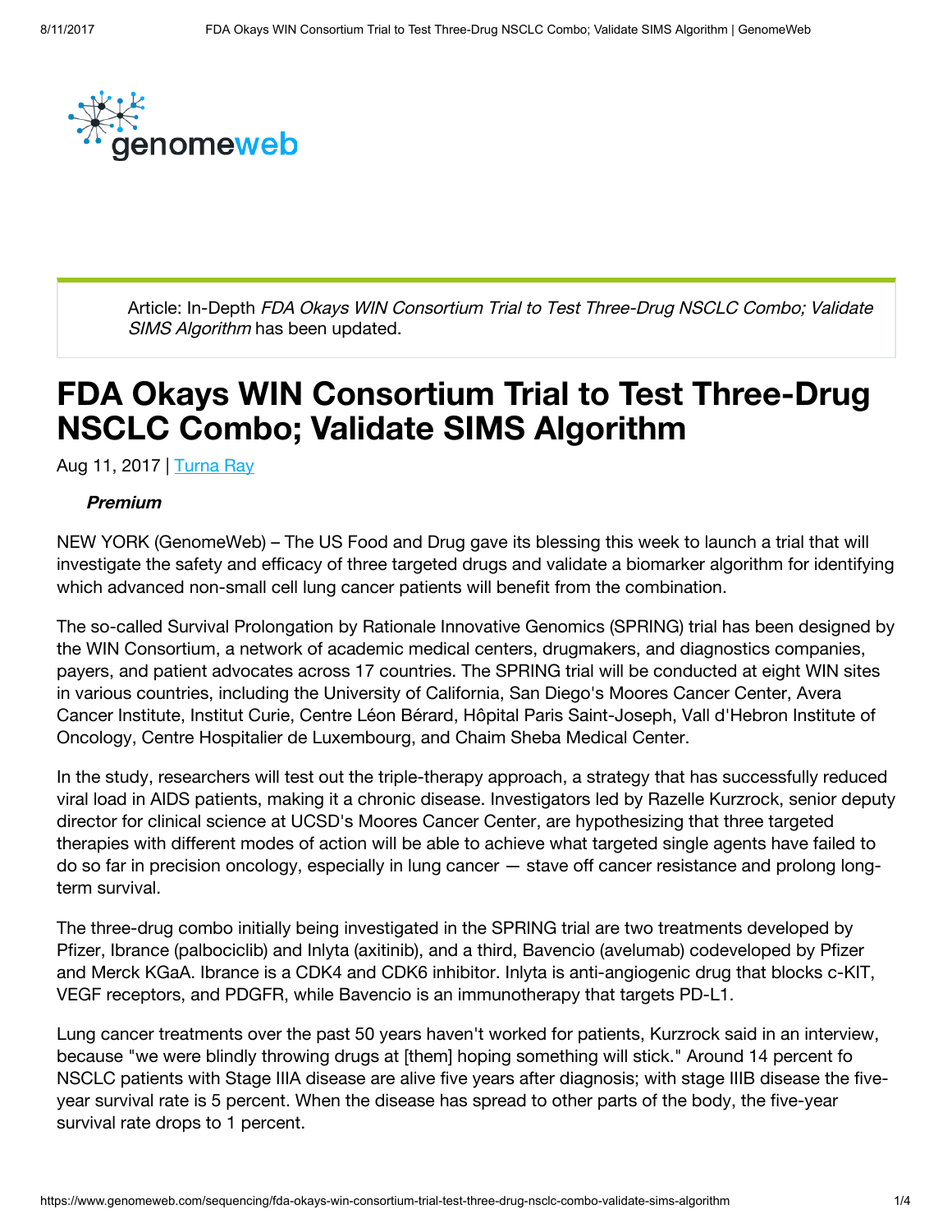Article: In-Depth *FDA Okays WIN Consortium Trial to Test Three-Drug NSCLC Combo; Validate SIMS Algorithm* has been updated.

# FDA Okays WIN Consortium Trial to Test Three-Drug NSCLC Combo; Validate SIMS Algorithm

Aug 11, 2017 | Turna Ray

***Premium***

NEW YORK (GenomeWeb) – The US Food and Drug gave its blessing this week to launch a trial that will investigate the safety and efficacy of three targeted drugs and validate a biomarker algorithm for identifying which advanced non-small cell lung cancer patients will benefit from the combination.

The so-called Survival Prolongation by Rationale Innovative Genomics (SPRING) trial has been designed by the WIN Consortium, a network of academic medical centers, drugmakers, and diagnostics companies, payers, and patient advocates across 17 countries. The SPRING trial will be conducted at eight WIN sites in various countries, including the University of California, San Diego's Moores Cancer Center, Avera Cancer Institute, Institut Curie, Centre Léon Bérard, Hôpital Paris Saint-Joseph, Vall d'Hebron Institute of Oncology, Centre Hospitalier de Luxembourg, and Chaim Sheba Medical Center.

In the study, researchers will test out the triple-therapy approach, a strategy that has successfully reduced viral load in AIDS patients, making it a chronic disease. Investigators led by Razelle Kurzrock, senior deputy director for clinical science at UCSD's Moores Cancer Center, are hypothesizing that three targeted therapies with different modes of action will be able to achieve what targeted single agents have failed to do so far in precision oncology, especially in lung cancer — stave off cancer resistance and prolong long-term survival.

The three-drug combo initially being investigated in the SPRING trial are two treatments developed by Pfizer, Ibrance (palbociclib) and Inlyta (axitinib), and a third, Bavencio (avelumab) codeveloped by Pfizer and Merck KGaA. Ibrance is a CDK4 and CDK6 inhibitor. Inlyta is anti-angiogenic drug that blocks c-KIT, VEGF receptors, and PDGFR, while Bavencio is an immunotherapy that targets PD-L1.

Lung cancer treatments over the past 50 years haven't worked for patients, Kurzrock said in an interview, because "we were blindly throwing drugs at [them] hoping something will stick." Around 14 percent fo NSCLC patients with Stage IIIA disease are alive five years after diagnosis; with stage IIIB disease the five-year survival rate is 5 percent. When the disease has spread to other parts of the body, the five-year survival rate drops to 1 percent.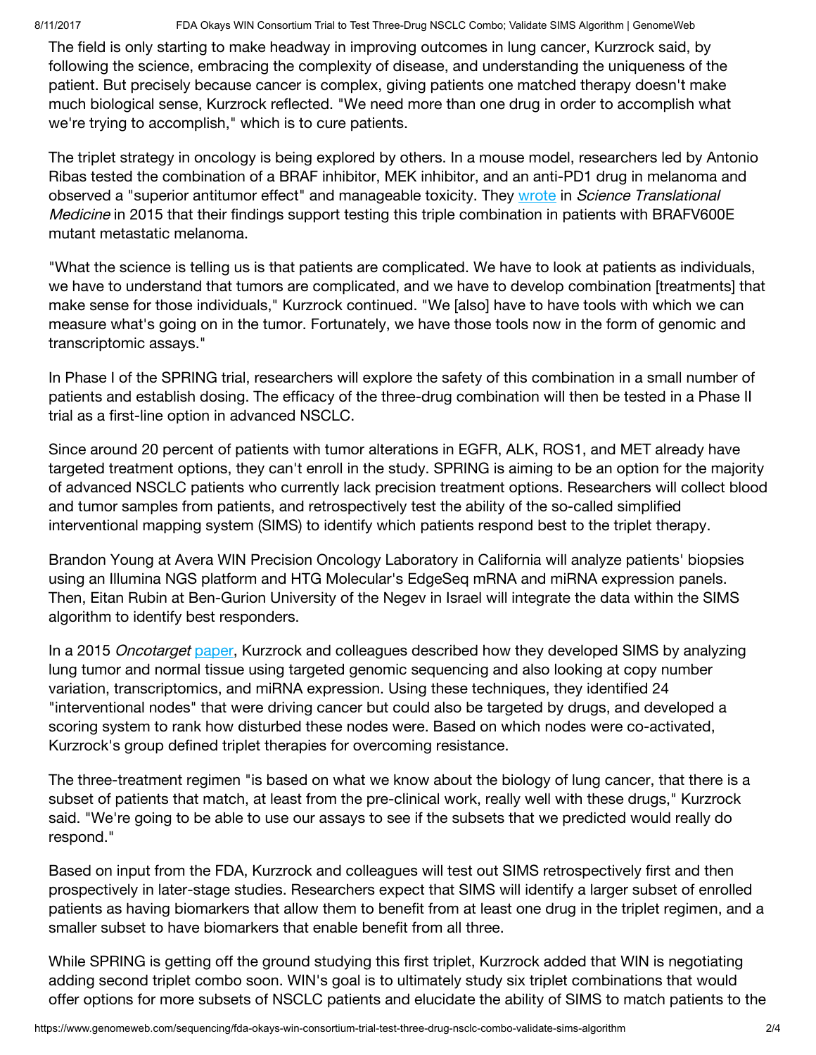The field is only starting to make headway in improving outcomes in lung cancer, Kurzrock said, by following the science, embracing the complexity of disease, and understanding the uniqueness of the patient. But precisely because cancer is complex, giving patients one matched therapy doesn't make much biological sense, Kurzrock reflected. "We need more than one drug in order to accomplish what we're trying to accomplish," which is to cure patients.

The triplet strategy in oncology is being explored by others. In a mouse model, researchers led by Antonio Ribas tested the combination of a BRAF inhibitor, MEK inhibitor, and an anti-PD1 drug in melanoma and observed a "superior antitumor effect" and manageable toxicity. They wrote in *Science Translational Medicine* in 2015 that their findings support testing this triple combination in patients with BRAFV600E mutant metastatic melanoma.

"What the science is telling us is that patients are complicated. We have to look at patients as individuals, we have to understand that tumors are complicated, and we have to develop combination [treatments] that make sense for those individuals," Kurzrock continued. "We [also] have to have tools with which we can measure what's going on in the tumor. Fortunately, we have those tools now in the form of genomic and transcriptomic assays."

In Phase I of the SPRING trial, researchers will explore the safety of this combination in a small number of patients and establish dosing. The efficacy of the three-drug combination will then be tested in a Phase II trial as a first-line option in advanced NSCLC.

Since around 20 percent of patients with tumor alterations in EGFR, ALK, ROS1, and MET already have targeted treatment options, they can't enroll in the study. SPRING is aiming to be an option for the majority of advanced NSCLC patients who currently lack precision treatment options. Researchers will collect blood and tumor samples from patients, and retrospectively test the ability of the so-called simplified interventional mapping system (SIMS) to identify which patients respond best to the triplet therapy.

Brandon Young at Avera WIN Precision Oncology Laboratory in California will analyze patients' biopsies using an Illumina NGS platform and HTG Molecular's EdgeSeq mRNA and miRNA expression panels. Then, Eitan Rubin at Ben-Gurion University of the Negev in Israel will integrate the data within the SIMS algorithm to identify best responders.

In a 2015 *Oncotarget* paper, Kurzrock and colleagues described how they developed SIMS by analyzing lung tumor and normal tissue using targeted genomic sequencing and also looking at copy number variation, transcriptomics, and miRNA expression. Using these techniques, they identified 24 "interventional nodes" that were driving cancer but could also be targeted by drugs, and developed a scoring system to rank how disturbed these nodes were. Based on which nodes were co-activated, Kurzrock's group defined triplet therapies for overcoming resistance.

The three-treatment regimen "is based on what we know about the biology of lung cancer, that there is a subset of patients that match, at least from the pre-clinical work, really well with these drugs," Kurzrock said. "We're going to be able to use our assays to see if the subsets that we predicted would really do respond."

Based on input from the FDA, Kurzrock and colleagues will test out SIMS retrospectively first and then prospectively in later-stage studies. Researchers expect that SIMS will identify a larger subset of enrolled patients as having biomarkers that allow them to benefit from at least one drug in the triplet regimen, and a smaller subset to have biomarkers that enable benefit from all three.

While SPRING is getting off the ground studying this first triplet, Kurzrock added that WIN is negotiating adding second triplet combo soon. WIN's goal is to ultimately study six triplet combinations that would offer options for more subsets of NSCLC patients and elucidate the ability of SIMS to match patients to the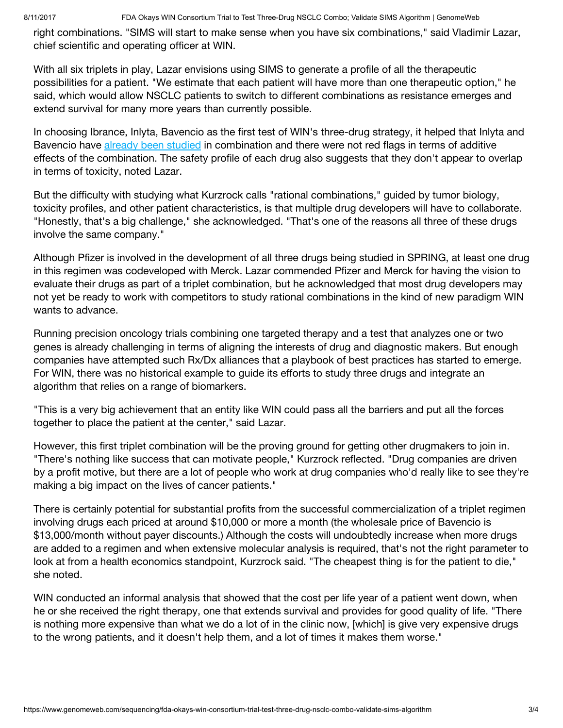right combinations. "SIMS will start to make sense when you have six combinations," said Vladimir Lazar, chief scientific and operating officer at WIN.

With all six triplets in play, Lazar envisions using SIMS to generate a profile of all the therapeutic possibilities for a patient. "We estimate that each patient will have more than one therapeutic option," he said, which would allow NSCLC patients to switch to different combinations as resistance emerges and extend survival for many more years than currently possible.

In choosing Ibrance, Inlyta, Bavencio as the first test of WIN's three-drug strategy, it helped that Inlyta and Bavencio have already been studied in combination and there were not red flags in terms of additive effects of the combination. The safety profile of each drug also suggests that they don't appear to overlap in terms of toxicity, noted Lazar.

But the difficulty with studying what Kurzrock calls "rational combinations," guided by tumor biology, toxicity profiles, and other patient characteristics, is that multiple drug developers will have to collaborate. "Honestly, that's a big challenge," she acknowledged. "That's one of the reasons all three of these drugs involve the same company."

Although Pfizer is involved in the development of all three drugs being studied in SPRING, at least one drug in this regimen was codeveloped with Merck. Lazar commended Pfizer and Merck for having the vision to evaluate their drugs as part of a triplet combination, but he acknowledged that most drug developers may not yet be ready to work with competitors to study rational combinations in the kind of new paradigm WIN wants to advance.

Running precision oncology trials combining one targeted therapy and a test that analyzes one or two genes is already challenging in terms of aligning the interests of drug and diagnostic makers. But enough companies have attempted such Rx/Dx alliances that a playbook of best practices has started to emerge. For WIN, there was no historical example to guide its efforts to study three drugs and integrate an algorithm that relies on a range of biomarkers.

"This is a very big achievement that an entity like WIN could pass all the barriers and put all the forces together to place the patient at the center," said Lazar.

However, this first triplet combination will be the proving ground for getting other drugmakers to join in. "There's nothing like success that can motivate people," Kurzrock reflected. "Drug companies are driven by a profit motive, but there are a lot of people who work at drug companies who'd really like to see they're making a big impact on the lives of cancer patients."

There is certainly potential for substantial profits from the successful commercialization of a triplet regimen involving drugs each priced at around $10,000 or more a month (the wholesale price of Bavencio is $13,000/month without payer discounts.) Although the costs will undoubtedly increase when more drugs are added to a regimen and when extensive molecular analysis is required, that's not the right parameter to look at from a health economics standpoint, Kurzrock said. "The cheapest thing is for the patient to die," she noted.

WIN conducted an informal analysis that showed that the cost per life year of a patient went down, when he or she received the right therapy, one that extends survival and provides for good quality of life. "There is nothing more expensive than what we do a lot of in the clinic now, [which] is give very expensive drugs to the wrong patients, and it doesn't help them, and a lot of times it makes them worse."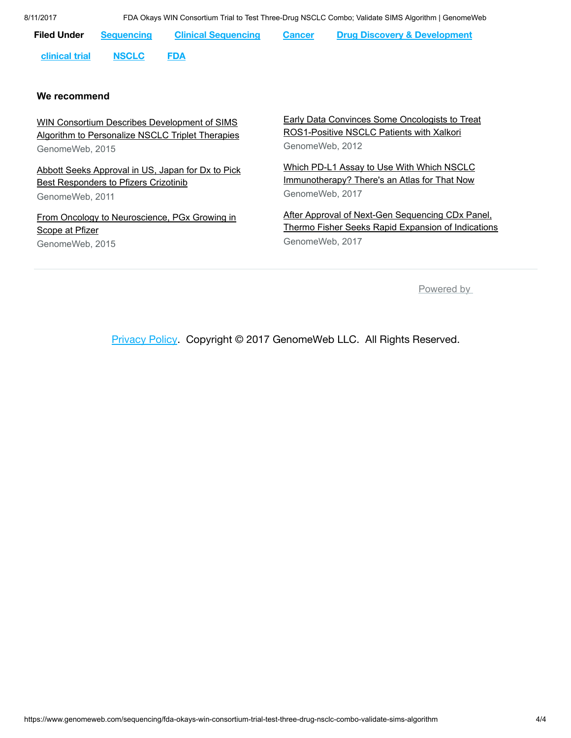**Filed Under** Sequencing Clinical Sequencing Cancer Drug Discovery & Development clinical trial NSCLC FDA

### We recommend

WIN Consortium Describes Development of SIMS Algorithm to Personalize NSCLC Triplet Therapies
GenomeWeb, 2015

Abbott Seeks Approval in US, Japan for Dx to Pick Best Responders to Pfizers Crizotinib
GenomeWeb, 2011

From Oncology to Neuroscience, PGx Growing in Scope at Pfizer
GenomeWeb, 2015

Early Data Convinces Some Oncologists to Treat ROS1-Positive NSCLC Patients with Xalkori
GenomeWeb, 2012

Which PD-L1 Assay to Use With Which NSCLC Immunotherapy? There's an Atlas for That Now
GenomeWeb, 2017

After Approval of Next-Gen Sequencing CDx Panel, Thermo Fisher Seeks Rapid Expansion of Indications
GenomeWeb, 2017

Powered by

Privacy Policy. Copyright © 2017 GenomeWeb LLC. All Rights Reserved.